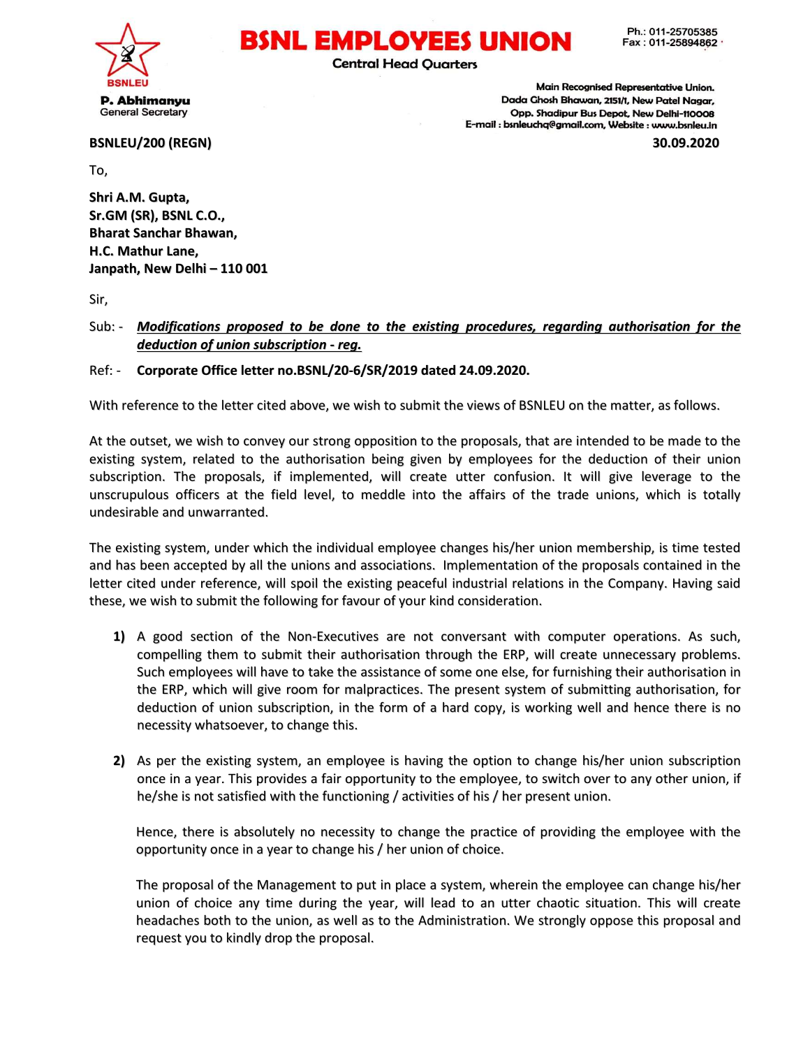# BSNL EMPLOYEES UNION

Central Head Quarters

**P. Abhimanyu**
General Secretary

Ph.: 011-25705385
Fax : 011-25894862

Main Recognised Representative Union.
Dada Ghosh Bhawan, 2151/1, New Patel Nagar,
Opp. Shadipur Bus Depot, New Delhi-110008
E-mail : bsnleuchq@gmail.com, Website : www.bsnleu.in

**BSNLEU/200 (REGN)** **30.09.2020**

To,

**Shri A.M. Gupta,**
**Sr.GM (SR), BSNL C.O.,**
**Bharat Sanchar Bhawan,**
**H.C. Mathur Lane,**
**Janpath, New Delhi – 110 001**

Sir,

Sub: - ***Modifications proposed to be done to the existing procedures, regarding authorisation for the deduction of union subscription - reg.***

Ref: - **Corporate Office letter no.BSNL/20-6/SR/2019 dated 24.09.2020.**

With reference to the letter cited above, we wish to submit the views of BSNLEU on the matter, as follows.

At the outset, we wish to convey our strong opposition to the proposals, that are intended to be made to the existing system, related to the authorisation being given by employees for the deduction of their union subscription. The proposals, if implemented, will create utter confusion. It will give leverage to the unscrupulous officers at the field level, to meddle into the affairs of the trade unions, which is totally undesirable and unwarranted.

The existing system, under which the individual employee changes his/her union membership, is time tested and has been accepted by all the unions and associations. Implementation of the proposals contained in the letter cited under reference, will spoil the existing peaceful industrial relations in the Company. Having said these, we wish to submit the following for favour of your kind consideration.

1) A good section of the Non-Executives are not conversant with computer operations. As such, compelling them to submit their authorisation through the ERP, will create unnecessary problems. Such employees will have to take the assistance of some one else, for furnishing their authorisation in the ERP, which will give room for malpractices. The present system of submitting authorisation, for deduction of union subscription, in the form of a hard copy, is working well and hence there is no necessity whatsoever, to change this.

2) As per the existing system, an employee is having the option to change his/her union subscription once in a year. This provides a fair opportunity to the employee, to switch over to any other union, if he/she is not satisfied with the functioning / activities of his / her present union.

   Hence, there is absolutely no necessity to change the practice of providing the employee with the opportunity once in a year to change his / her union of choice.

   The proposal of the Management to put in place a system, wherein the employee can change his/her union of choice any time during the year, will lead to an utter chaotic situation. This will create headaches both to the union, as well as to the Administration. We strongly oppose this proposal and request you to kindly drop the proposal.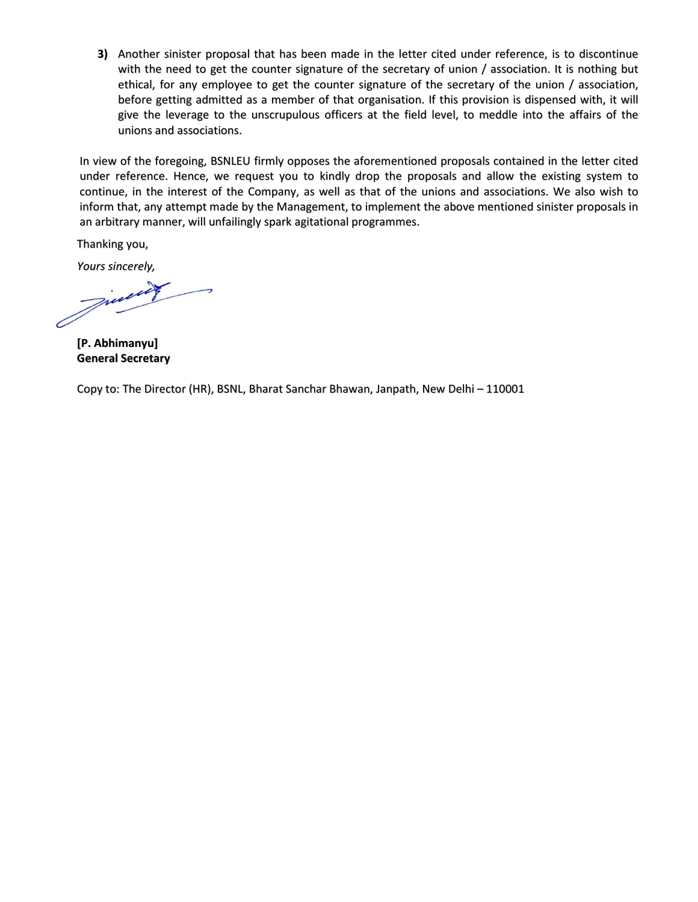3) Another sinister proposal that has been made in the letter cited under reference, is to discontinue with the need to get the counter signature of the secretary of union / association. It is nothing but ethical, for any employee to get the counter signature of the secretary of the union / association, before getting admitted as a member of that organisation. If this provision is dispensed with, it will give the leverage to the unscrupulous officers at the field level, to meddle into the affairs of the unions and associations.

In view of the foregoing, BSNLEU firmly opposes the aforementioned proposals contained in the letter cited under reference. Hence, we request you to kindly drop the proposals and allow the existing system to continue, in the interest of the Company, as well as that of the unions and associations. We also wish to inform that, any attempt made by the Management, to implement the above mentioned sinister proposals in an arbitrary manner, will unfailingly spark agitational programmes.

Thanking you,

*Yours sincerely,*

**[P. Abhimanyu]**
**General Secretary**

Copy to: The Director (HR), BSNL, Bharat Sanchar Bhawan, Janpath, New Delhi – 110001